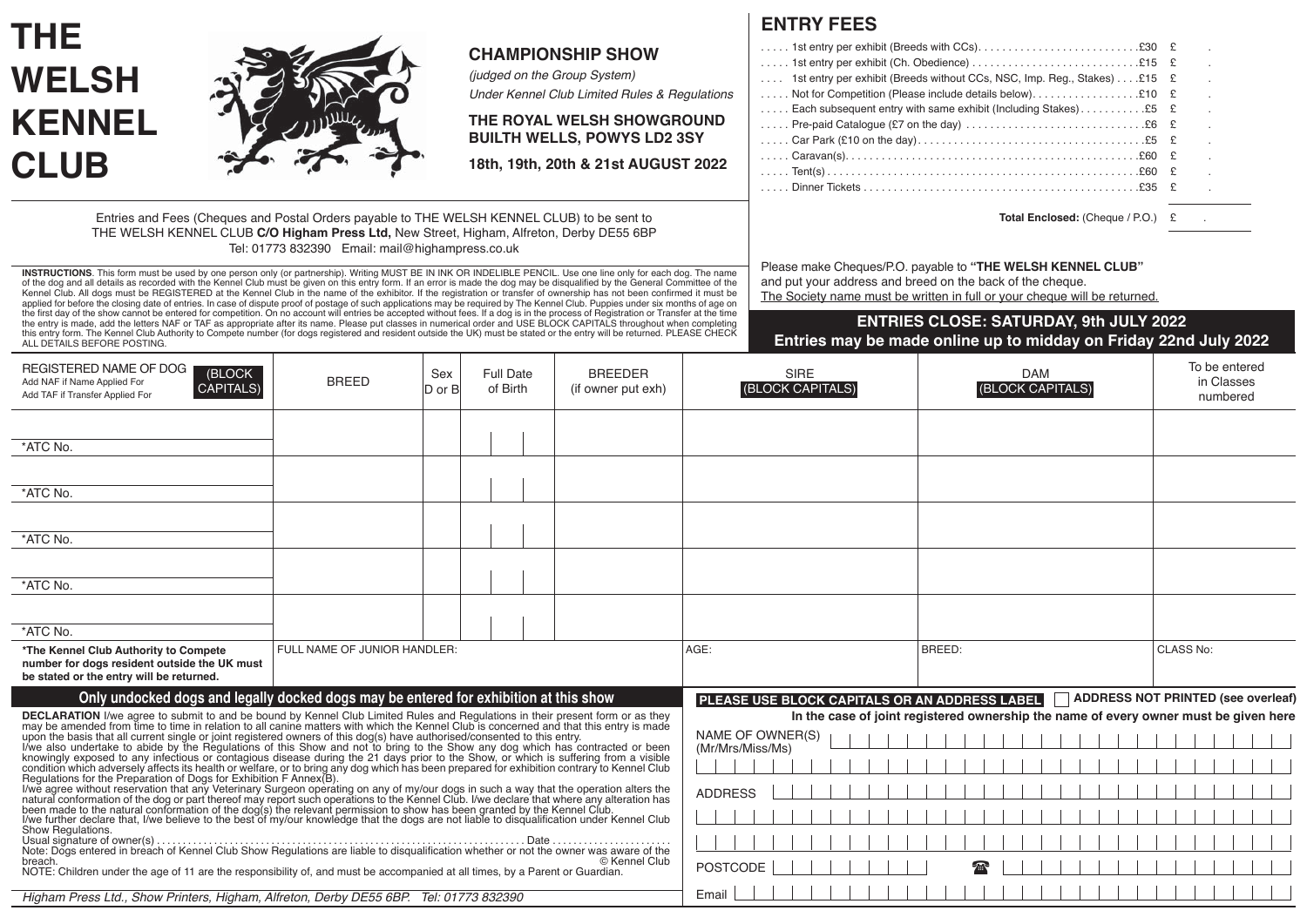# THE WELSH KENNEL CLUB

## CHAMPIONSHIP SHOW

*(judged on the Group System)*

*Under Kennel Club Limited Rules & Regulations*

**THE ROYAL WELSH SHOWGROUND BUILTH WELLS, POWYS LD2 3SY**

**18th, 19th, 20th & 21st AUGUST 2022**

## ENTRY FEES

| | | |
|---|---|---|
| ..... 1st entry per exhibit (Breeds with CCs) | £30 | £ . |
| ..... 1st entry per exhibit (Ch. Obedience) | £15 | £ . |
| .... 1st entry per exhibit (Breeds without CCs, NSC, Imp. Reg., Stakes) | £15 | £ . |
| ..... Not for Competition (Please include details below) | £10 | £ . |
| ..... Each subsequent entry with same exhibit (Including Stakes) | £5 | £ . |
| ..... Pre-paid Catalogue (£7 on the day) | £6 | £ . |
| ..... Car Park (£10 on the day) | £5 | £ . |
| ..... Caravan(s) | £60 | £ . |
| ..... Tent(s) | £60 | £ . |
| ..... Dinner Tickets | £35 | £ . |

**Total Enclosed:** (Cheque / P.O.) £ .

Entries and Fees (Cheques and Postal Orders payable to THE WELSH KENNEL CLUB) to be sent to THE WELSH KENNEL CLUB **C/O Higham Press Ltd,** New Street, Higham, Alfreton, Derby DE55 6BP Tel: 01773 832390 Email: mail@highampress.co.uk

Please make Cheques/P.O. payable to **"THE WELSH KENNEL CLUB"** and put your address and breed on the back of the cheque. The Society name must be written in full or your cheque will be returned.

**INSTRUCTIONS**. This form must be used by one person only (or partnership). Writing MUST BE IN INK OR INDELIBLE PENCIL. Use one line only for each dog. The name of the dog and all details as recorded with the Kennel Club must be given on this entry form. If an error is made the dog may be disqualified by the General Committee of the Kennel Club. All dogs must be REGISTERED at the Kennel Club in the name of the exhibitor. If the registration or transfer of ownership has not been confirmed it must be applied for before the closing date of entries. In case of dispute proof of postage of such applications may be required by The Kennel Club. Puppies under six months of age on the first day of the show cannot be entered for competition. On no account will entries be accepted without fees. If a dog is in the process of Registration or Transfer at the time the entry is made, add the letters NAF or TAF as appropriate after its name. Please put classes in numerical order and USE BLOCK CAPITALS throughout when completing this entry form. The Kennel Club Authority to Compete number (for dogs registered and resident outside the UK) must be stated or the entry will be returned. PLEASE CHECK ALL DETAILS BEFORE POSTING.

**ENTRIES CLOSE: SATURDAY, 9th JULY 2022**

**Entries may be made online up to midday on Friday 22nd July 2022**

| REGISTERED NAME OF DOG (BLOCK CAPITALS) Add NAF if Name Applied For Add TAF if Transfer Applied For | BREED | Sex D or B | Full Date of Birth | BREEDER (if owner put exh) | SIRE (BLOCK CAPITALS) | DAM (BLOCK CAPITALS) | To be entered in Classes numbered |
|---|---|---|---|---|---|---|---|
| *ATC No. | | | | | | | |
| *ATC No. | | | | | | | |
| *ATC No. | | | | | | | |
| *ATC No. | | | | | | | |
| *ATC No. | | | | | | | |
| **\*The Kennel Club Authority to Compete number for dogs resident outside the UK must be stated or the entry will be returned.** | FULL NAME OF JUNIOR HANDLER: | | | | AGE: | BREED: | CLASS No: |

**Only undocked dogs and legally docked dogs may be entered for exhibition at this show**

**DECLARATION** I/we agree to submit to and be bound by Kennel Club Limited Rules and Regulations in their present form or as they may be amended from time to time in relation to all canine matters with which the Kennel Club is concerned and that this entry is made upon the basis that all current single or joint registered owners of this dog(s) have authorised/consented to this entry.
I/we also undertake to abide by the Regulations of this Show and not to bring to the Show any dog which has contracted or been knowingly exposed to any infectious or contagious disease during the 21 days prior to the Show, or which is suffering from a visible condition which adversely affects its health or welfare, or to bring any dog which has been prepared for exhibition contrary to Kennel Club Regulations for the Preparation of Dogs for Exhibition F Annex(B).
I/we agree without reservation that any Veterinary Surgeon operating on any of my/our dogs in such a way that the operation alters the natural conformation of the dog or part thereof may report such operations to the Kennel Club. I/we declare that where any alteration has been made to the natural conformation of the dog(s) the relevant permission to show has been granted by the Kennel Club.
I/we further declare that, I/we believe to the best of my/our knowledge that the dogs are not liable to disqualification under Kennel Club Show Regulations.

Usual signature of owner(s) .................................................. Date ......................

Note: Dogs entered in breach of Kennel Club Show Regulations are liable to disqualification whether or not the owner was aware of the breach. © Kennel Club

NOTE: Children under the age of 11 are the responsibility of, and must be accompanied at all times, by a Parent or Guardian.

**PLEASE USE BLOCK CAPITALS OR AN ADDRESS LABEL** ☐ **ADDRESS NOT PRINTED (see overleaf)**

**In the case of joint registered ownership the name of every owner must be given here**

NAME OF OWNER(S) (Mr/Mrs/Miss/Ms)

ADDRESS

POSTCODE ☎

Email

*Higham Press Ltd., Show Printers, Higham, Alfreton, Derby DE55 6BP. Tel: 01773 832390*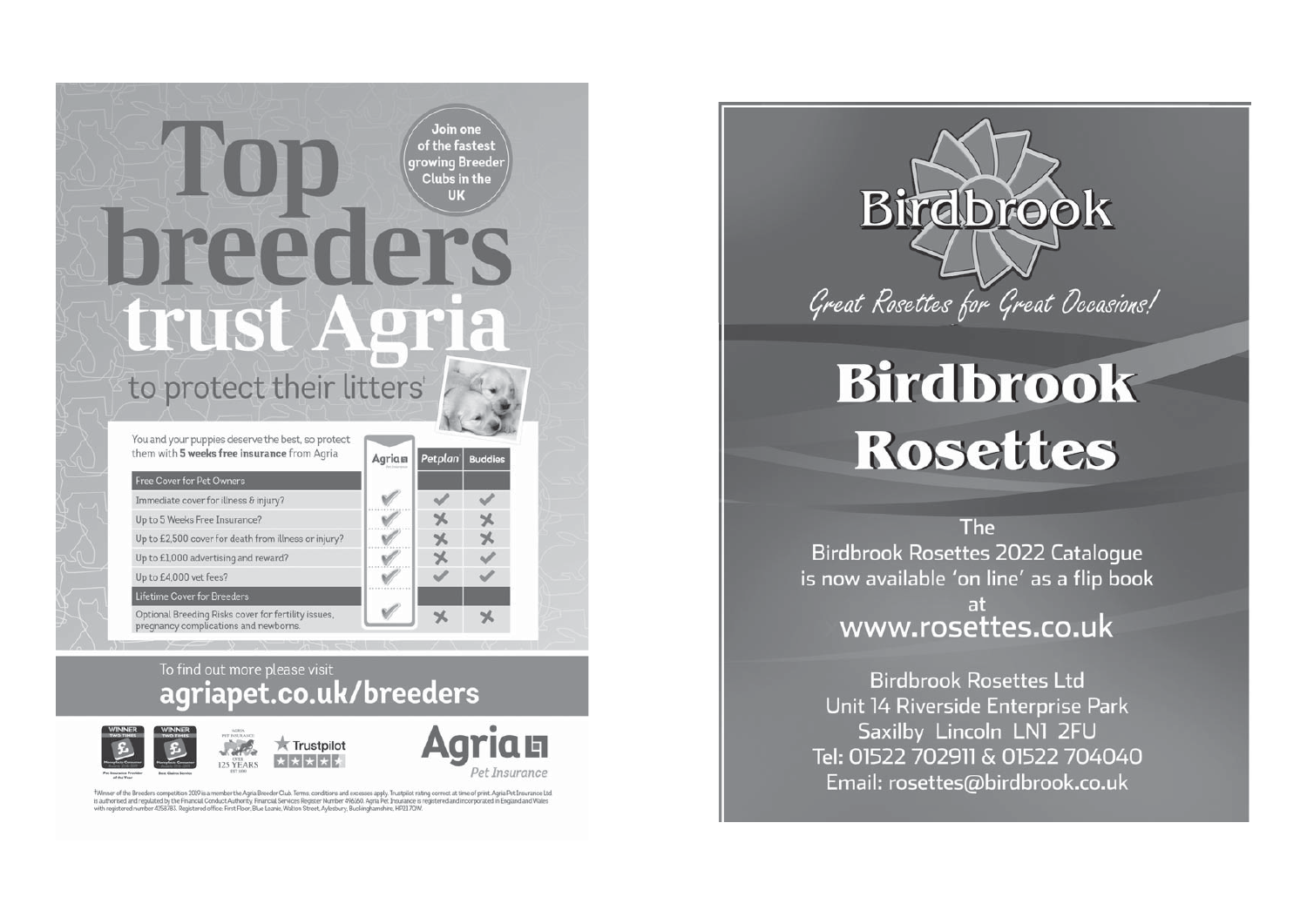# Top breeders trust Agria

to protect their litters[†]

Join one of the fastest growing Breeder Clubs in the UK

You and your puppies deserve the best, so protect them with **5 weeks free insurance** from Agria

| | Agria | Petplan | Buddies |
|---|---|---|---|
| **Free Cover for Pet Owners** | | | |
| Immediate cover for illness & injury? | ✓ | ✓ | ✓ |
| Up to 5 Weeks Free Insurance? | ✓ | ✗ | ✗ |
| Up to £2,500 cover for death from illness or injury? | ✓ | ✗ | ✗ |
| Up to £1,000 advertising and reward? | ✓ | ✗ | ✓ |
| Up to £4,000 vet fees? | ✓ | ✓ | ✓ |
| **Lifetime Cover for Breeders** | | | |
| Optional Breeding Risks cover for fertility issues, pregnancy complications and newborns. | ✓ | ✗ | ✗ |

To find out more please visit
## agriapet.co.uk/breeders

WINNER TWO TIMES — Pet Insurance Provider of the Year
WINNER TWO TIMES — Best Claims Service
Agria Pet Insurance — Over 125 Years — Est 1890
Trustpilot ★★★★★

Agria Pet Insurance

[†]Winner of the Breeders competition 2019 is a member the Agria Breeder Club. Terms, conditions and excesses apply. Trustpilot rating correct at time of print. Agria Pet Insurance Ltd is authorised and regulated by the Financial Conduct Authority, Financial Services Register Number 496160. Agria Pet Insurance is registered and incorporated in England and Wales with registered number 4258783. Registered office: First Floor, Blue Leanie, Walton Street, Aylesbury, Buckinghamshire, HP21 7QW.

---

Birdbrook

*Great Rosettes for Great Occasions!*

# Birdbrook Rosettes

The
Birdbrook Rosettes 2022 Catalogue
is now available 'on line' as a flip book
at
**www.rosettes.co.uk**

Birdbrook Rosettes Ltd
Unit 14 Riverside Enterprise Park
Saxilby Lincoln LN1 2FU
Tel: 01522 702911 & 01522 704040
Email: rosettes@birdbrook.co.uk